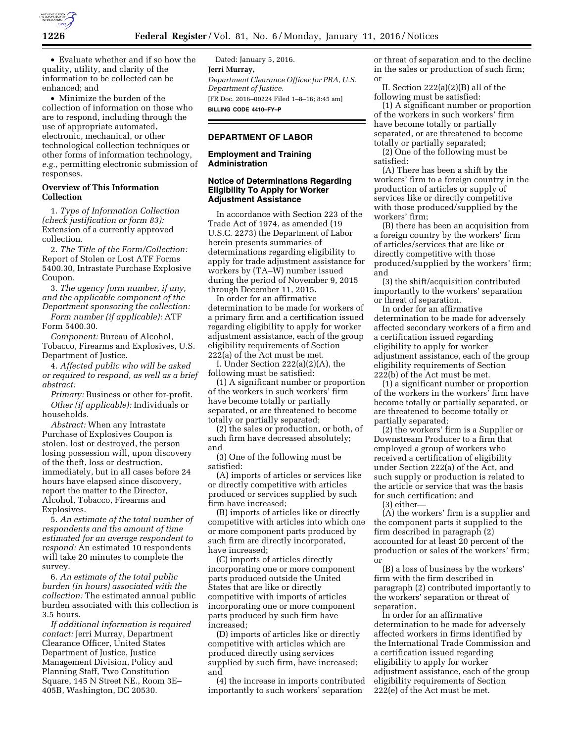- Evaluate whether and if so how the quality, utility, and clarity of the information to be collected can be enhanced; and
- Minimize the burden of the collection of information on those who are to respond, including through the use of appropriate automated, electronic, mechanical, or other technological collection techniques or other forms of information technology, *e.g.,* permitting electronic submission of responses.

**Overview of This Information Collection**

1. *Type of Information Collection (check justification or form 83):* Extension of a currently approved collection.

2. *The Title of the Form/Collection:* Report of Stolen or Lost ATF Forms 5400.30, Intrastate Purchase Explosive Coupon.

3. *The agency form number, if any, and the applicable component of the Department sponsoring the collection:*

*Form number (if applicable):* ATF Form 5400.30.

*Component:* Bureau of Alcohol, Tobacco, Firearms and Explosives, U.S. Department of Justice.

4. *Affected public who will be asked or required to respond, as well as a brief abstract:*

*Primary:* Business or other for-profit.

*Other (if applicable):* Individuals or households.

*Abstract:* When any Intrastate Purchase of Explosives Coupon is stolen, lost or destroyed, the person losing possession will, upon discovery of the theft, loss or destruction, immediately, but in all cases before 24 hours have elapsed since discovery, report the matter to the Director, Alcohol, Tobacco, Firearms and Explosives.

5. *An estimate of the total number of respondents and the amount of time estimated for an average respondent to respond:* An estimated 10 respondents will take 20 minutes to complete the survey.

6. *An estimate of the total public burden (in hours) associated with the collection:* The estimated annual public burden associated with this collection is 3.5 hours.

*If additional information is required contact:* Jerri Murray, Department Clearance Officer, United States Department of Justice, Justice Management Division, Policy and Planning Staff, Two Constitution Square, 145 N Street NE., Room 3E–405B, Washington, DC 20530.

Dated: January 5, 2016.

**Jerri Murray,**

*Department Clearance Officer for PRA, U.S. Department of Justice.*

[FR Doc. 2016–00224 Filed 1–8–16; 8:45 am]

**BILLING CODE 4410–FY–P**

## DEPARTMENT OF LABOR

### Employment and Training Administration

### Notice of Determinations Regarding Eligibility To Apply for Worker Adjustment Assistance

In accordance with Section 223 of the Trade Act of 1974, as amended (19 U.S.C. 2273) the Department of Labor herein presents summaries of determinations regarding eligibility to apply for trade adjustment assistance for workers by (TA–W) number issued during the period of November 9, 2015 through December 11, 2015.

In order for an affirmative determination to be made for workers of a primary firm and a certification issued regarding eligibility to apply for worker adjustment assistance, each of the group eligibility requirements of Section 222(a) of the Act must be met.

I. Under Section 222(a)(2)(A), the following must be satisfied:

(1) A significant number or proportion of the workers in such workers' firm have become totally or partially separated, or are threatened to become totally or partially separated;

(2) the sales or production, or both, of such firm have decreased absolutely; and

(3) One of the following must be satisfied:

(A) imports of articles or services like or directly competitive with articles produced or services supplied by such firm have increased;

(B) imports of articles like or directly competitive with articles into which one or more component parts produced by such firm are directly incorporated, have increased;

(C) imports of articles directly incorporating one or more component parts produced outside the United States that are like or directly competitive with imports of articles incorporating one or more component parts produced by such firm have increased;

(D) imports of articles like or directly competitive with articles which are produced directly using services supplied by such firm, have increased; and

(4) the increase in imports contributed importantly to such workers' separation or threat of separation and to the decline in the sales or production of such firm; or

II. Section 222(a)(2)(B) all of the following must be satisfied:

(1) A significant number or proportion of the workers in such workers' firm have become totally or partially separated, or are threatened to become totally or partially separated;

(2) One of the following must be satisfied:

(A) There has been a shift by the workers' firm to a foreign country in the production of articles or supply of services like or directly competitive with those produced/supplied by the workers' firm;

(B) there has been an acquisition from a foreign country by the workers' firm of articles/services that are like or directly competitive with those produced/supplied by the workers' firm; and

(3) the shift/acquisition contributed importantly to the workers' separation or threat of separation.

In order for an affirmative determination to be made for adversely affected secondary workers of a firm and a certification issued regarding eligibility to apply for worker adjustment assistance, each of the group eligibility requirements of Section 222(b) of the Act must be met.

(1) a significant number or proportion of the workers in the workers' firm have become totally or partially separated, or are threatened to become totally or partially separated;

(2) the workers' firm is a Supplier or Downstream Producer to a firm that employed a group of workers who received a certification of eligibility under Section 222(a) of the Act, and such supply or production is related to the article or service that was the basis for such certification; and

(3) either—

(A) the workers' firm is a supplier and the component parts it supplied to the firm described in paragraph (2) accounted for at least 20 percent of the production or sales of the workers' firm; or

(B) a loss of business by the workers' firm with the firm described in paragraph (2) contributed importantly to the workers' separation or threat of separation.

In order for an affirmative determination to be made for adversely affected workers in firms identified by the International Trade Commission and a certification issued regarding eligibility to apply for worker adjustment assistance, each of the group eligibility requirements of Section 222(e) of the Act must be met.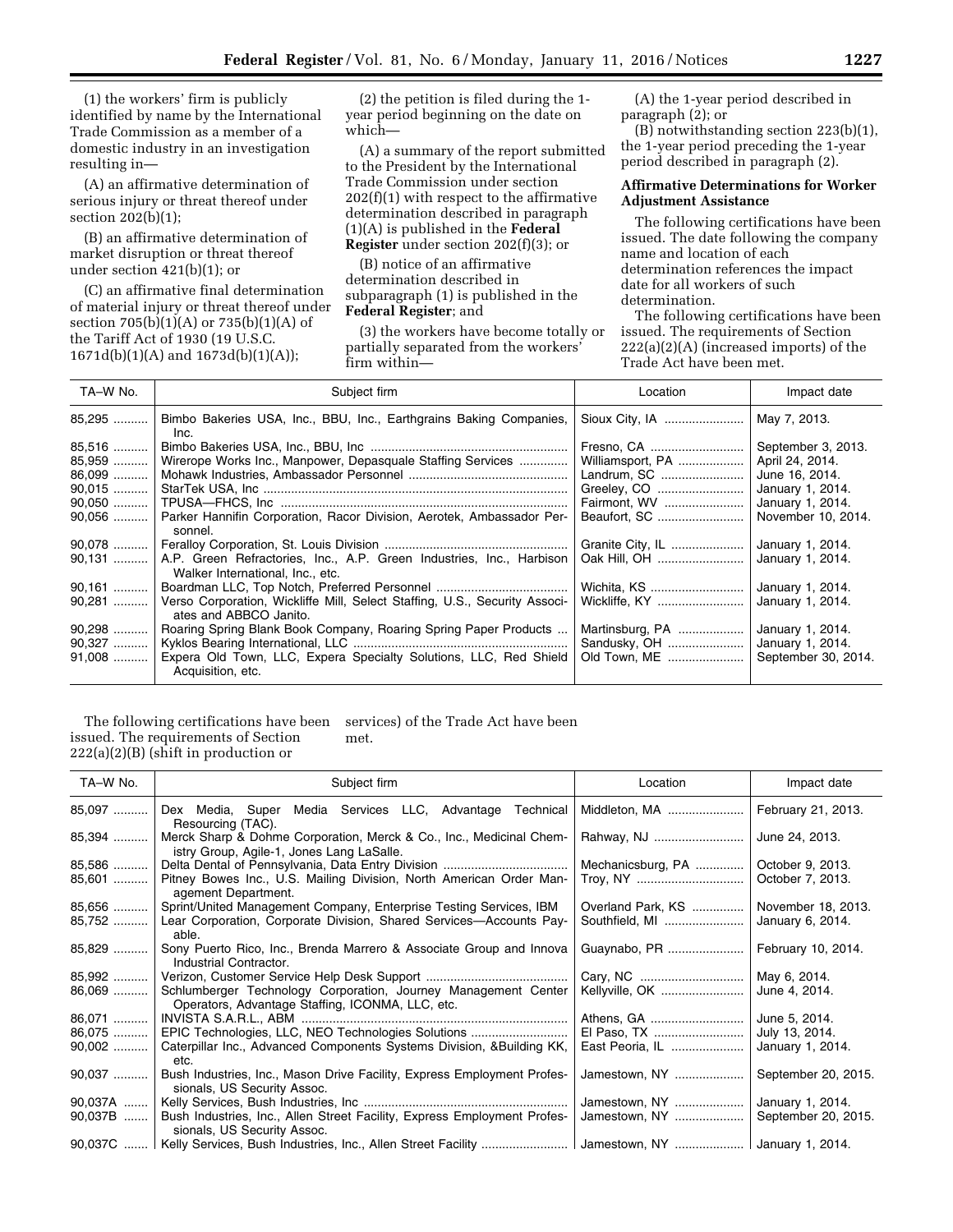(1) the workers' firm is publicly identified by name by the International Trade Commission as a member of a domestic industry in an investigation resulting in—

(A) an affirmative determination of serious injury or threat thereof under section 202(b)(1);

(B) an affirmative determination of market disruption or threat thereof under section 421(b)(1); or

(C) an affirmative final determination of material injury or threat thereof under section 705(b)(1)(A) or 735(b)(1)(A) of the Tariff Act of 1930 (19 U.S.C. 1671d(b)(1)(A) and 1673d(b)(1)(A));

(2) the petition is filed during the 1-year period beginning on the date on which—

(A) a summary of the report submitted to the President by the International Trade Commission under section 202(f)(1) with respect to the affirmative determination described in paragraph (1)(A) is published in the **Federal Register** under section 202(f)(3); or

(B) notice of an affirmative determination described in subparagraph (1) is published in the **Federal Register**; and

(3) the workers have become totally or partially separated from the workers' firm within—

(A) the 1-year period described in paragraph (2); or

(B) notwithstanding section 223(b)(1), the 1-year period preceding the 1-year period described in paragraph (2).

**Affirmative Determinations for Worker Adjustment Assistance**

The following certifications have been issued. The date following the company name and location of each determination references the impact date for all workers of such determination.

The following certifications have been issued. The requirements of Section 222(a)(2)(A) (increased imports) of the Trade Act have been met.

| TA–W No. | Subject firm | Location | Impact date |
|---|---|---|---|
| 85,295 | Bimbo Bakeries USA, Inc., BBU, Inc., Earthgrains Baking Companies, Inc. | Sioux City, IA | May 7, 2013. |
| 85,516 | Bimbo Bakeries USA, Inc., BBU, Inc | Fresno, CA | September 3, 2013. |
| 85,959 | Wirerope Works Inc., Manpower, Depasquale Staffing Services | Williamsport, PA | April 24, 2014. |
| 86,099 | Mohawk Industries, Ambassador Personnel | Landrum, SC | June 16, 2014. |
| 90,015 | StarTek USA, Inc | Greeley, CO | January 1, 2014. |
| 90,050 | TPUSA—FHCS, Inc | Fairmont, WV | January 1, 2014. |
| 90,056 | Parker Hannifin Corporation, Racor Division, Aerotek, Ambassador Personnel. | Beaufort, SC | November 10, 2014. |
| 90,078 | Feralloy Corporation, St. Louis Division | Granite City, IL | January 1, 2014. |
| 90,131 | A.P. Green Refractories, Inc., A.P. Green Industries, Inc., Harbison Walker International, Inc., etc. | Oak Hill, OH | January 1, 2014. |
| 90,161 | Boardman LLC, Top Notch, Preferred Personnel | Wichita, KS | January 1, 2014. |
| 90,281 | Verso Corporation, Wickliffe Mill, Select Staffing, U.S., Security Associates and ABBCO Janito. | Wickliffe, KY | January 1, 2014. |
| 90,298 | Roaring Spring Blank Book Company, Roaring Spring Paper Products | Martinsburg, PA | January 1, 2014. |
| 90,327 | Kyklos Bearing International, LLC | Sandusky, OH | January 1, 2014. |
| 91,008 | Expera Old Town, LLC, Expera Specialty Solutions, LLC, Red Shield Acquisition, etc. | Old Town, ME | September 30, 2014. |

The following certifications have been issued. The requirements of Section 222(a)(2)(B) (shift in production or services) of the Trade Act have been met.

| TA–W No. | Subject firm | Location | Impact date |
|---|---|---|---|
| 85,097 | Dex Media, Super Media Services LLC, Advantage Technical Resourcing (TAC). | Middleton, MA | February 21, 2013. |
| 85,394 | Merck Sharp & Dohme Corporation, Merck & Co., Inc., Medicinal Chemistry Group, Agile-1, Jones Lang LaSalle. | Rahway, NJ | June 24, 2013. |
| 85,586 | Delta Dental of Pennsylvania, Data Entry Division | Mechanicsburg, PA | October 9, 2013. |
| 85,601 | Pitney Bowes Inc., U.S. Mailing Division, North American Order Management Department. | Troy, NY | October 7, 2013. |
| 85,656 | Sprint/United Management Company, Enterprise Testing Services, IBM | Overland Park, KS | November 18, 2013. |
| 85,752 | Lear Corporation, Corporate Division, Shared Services—Accounts Payable. | Southfield, MI | January 6, 2014. |
| 85,829 | Sony Puerto Rico, Inc., Brenda Marrero & Associate Group and Innova Industrial Contractor. | Guaynabo, PR | February 10, 2014. |
| 85,992 | Verizon, Customer Service Help Desk Support | Cary, NC | May 6, 2014. |
| 86,069 | Schlumberger Technology Corporation, Journey Management Center Operators, Advantage Staffing, ICONMA, LLC, etc. | Kellyville, OK | June 4, 2014. |
| 86,071 | INVISTA S.A.R.L., ABM | Athens, GA | June 5, 2014. |
| 86,075 | EPIC Technologies, LLC, NEO Technologies Solutions | El Paso, TX | July 13, 2014. |
| 90,002 | Caterpillar Inc., Advanced Components Systems Division, &Building KK, etc. | East Peoria, IL | January 1, 2014. |
| 90,037 | Bush Industries, Inc., Mason Drive Facility, Express Employment Professionals, US Security Assoc. | Jamestown, NY | September 20, 2015. |
| 90,037A | Kelly Services, Bush Industries, Inc | Jamestown, NY | January 1, 2014. |
| 90,037B | Bush Industries, Inc., Allen Street Facility, Express Employment Professionals, US Security Assoc. | Jamestown, NY | September 20, 2015. |
| 90,037C | Kelly Services, Bush Industries, Inc., Allen Street Facility | Jamestown, NY | January 1, 2014. |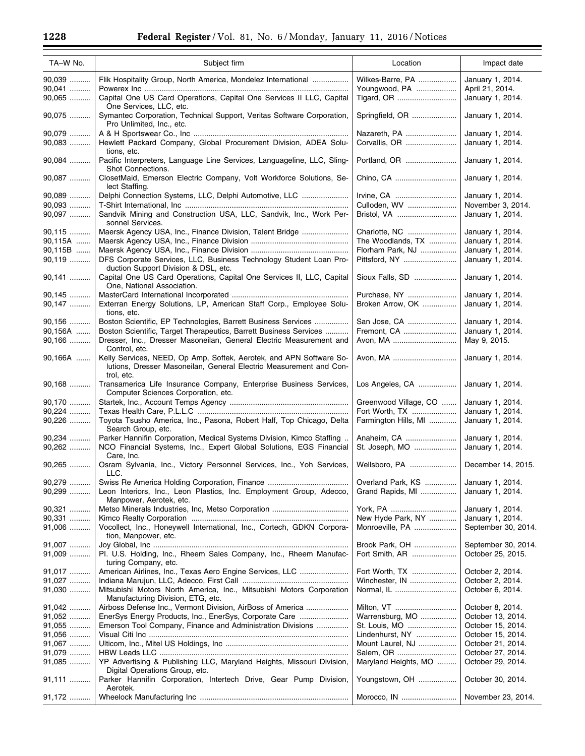| TA–W No. | Subject firm | Location | Impact date |
| --- | --- | --- | --- |
| 90,039 | Flik Hospitality Group, North America, Mondelez International | Wilkes-Barre, PA | January 1, 2014. |
| 90,041 | Powerex Inc | Youngwood, PA | April 21, 2014. |
| 90,065 | Capital One US Card Operations, Capital One Services II LLC, Capital One Services, LLC, etc. | Tigard, OR | January 1, 2014. |
| 90,075 | Symantec Corporation, Technical Support, Veritas Software Corporation, Pro Unlimited, Inc., etc. | Springfield, OR | January 1, 2014. |
| 90,079 | A & H Sportswear Co., Inc | Nazareth, PA | January 1, 2014. |
| 90,083 | Hewlett Packard Company, Global Procurement Division, ADEA Solutions, etc. | Corvallis, OR | January 1, 2014. |
| 90,084 | Pacific Interpreters, Language Line Services, Languageline, LLC, Sling-Shot Connections. | Portland, OR | January 1, 2014. |
| 90,087 | ClosetMaid, Emerson Electric Company, Volt Workforce Solutions, Select Staffing. | Chino, CA | January 1, 2014. |
| 90,089 | Delphi Connection Systems, LLC, Delphi Automotive, LLC | Irvine, CA | January 1, 2014. |
| 90,093 | T-Shirt International, Inc | Culloden, WV | November 3, 2014. |
| 90,097 | Sandvik Mining and Construction USA, LLC, Sandvik, Inc., Work Personnel Services. | Bristol, VA | January 1, 2014. |
| 90,115 | Maersk Agency USA, Inc., Finance Division, Talent Bridge | Charlotte, NC | January 1, 2014. |
| 90,115A | Maersk Agency USA, Inc., Finance Division | The Woodlands, TX | January 1, 2014. |
| 90,115B | Maersk Agency USA, Inc., Finance Division | Florham Park, NJ | January 1, 2014. |
| 90,119 | DFS Corporate Services, LLC, Business Technology Student Loan Production Support Division & DSL, etc. | Pittsford, NY | January 1, 2014. |
| 90,141 | Capital One US Card Operations, Capital One Services II, LLC, Capital One, National Association. | Sioux Falls, SD | January 1, 2014. |
| 90,145 | MasterCard International Incorporated | Purchase, NY | January 1, 2014. |
| 90,147 | Exterran Energy Solutions, LP, American Staff Corp., Employee Solutions, etc. | Broken Arrow, OK | January 1, 2014. |
| 90,156 | Boston Scientific, EP Technologies, Barrett Business Services | San Jose, CA | January 1, 2014. |
| 90,156A | Boston Scientific, Target Therapeutics, Barrett Business Services | Fremont, CA | January 1, 2014. |
| 90,166 | Dresser, Inc., Dresser Masoneilan, General Electric Measurement and Control, etc. | Avon, MA | May 9, 2015. |
| 90,166A | Kelly Services, NEED, Op Amp, Softek, Aerotek, and APN Software Solutions, Dresser Masoneilan, General Electric Measurement and Control, etc. | Avon, MA | January 1, 2014. |
| 90,168 | Transamerica Life Insurance Company, Enterprise Business Services, Computer Sciences Corporation, etc. | Los Angeles, CA | January 1, 2014. |
| 90,170 | Startek, Inc., Account Temps Agency | Greenwood Village, CO | January 1, 2014. |
| 90,224 | Texas Health Care, P.L.L.C | Fort Worth, TX | January 1, 2014. |
| 90,226 | Toyota Tsusho America, Inc., Pasona, Robert Half, Top Chicago, Delta Search Group, etc. | Farmington Hills, MI | January 1, 2014. |
| 90,234 | Parker Hannifin Corporation, Medical Systems Division, Kimco Staffing | Anaheim, CA | January 1, 2014. |
| 90,262 | NCO Financial Systems, Inc., Expert Global Solutions, EGS Financial Care, Inc. | St. Joseph, MO | January 1, 2014. |
| 90,265 | Osram Sylvania, Inc., Victory Personnel Services, Inc., Yoh Services, LLC. | Wellsboro, PA | December 14, 2015. |
| 90,279 | Swiss Re America Holding Corporation, Finance | Overland Park, KS | January 1, 2014. |
| 90,299 | Leon Interiors, Inc., Leon Plastics, Inc. Employment Group, Adecco, Manpower, Aerotek, etc. | Grand Rapids, MI | January 1, 2014. |
| 90,321 | Metso Minerals Industries, Inc, Metso Corporation | York, PA | January 1, 2014. |
| 90,331 | Kimco Realty Corporation | New Hyde Park, NY | January 1, 2014. |
| 91,006 | Vocollect, Inc., Honeywell International, Inc., Cortech, GDKN Corporation, Manpower, etc. | Monroeville, PA | September 30, 2014. |
| 91,007 | Joy Global, Inc | Brook Park, OH | September 30, 2014. |
| 91,009 | PI. U.S. Holding, Inc., Rheem Sales Company, Inc., Rheem Manufacturing Company, etc. | Fort Smith, AR | October 25, 2015. |
| 91,017 | American Airlines, Inc., Texas Aero Engine Services, LLC | Fort Worth, TX | October 2, 2014. |
| 91,027 | Indiana Marujun, LLC, Adecco, First Call | Winchester, IN | October 2, 2014. |
| 91,030 | Mitsubishi Motors North America, Inc., Mitsubishi Motors Corporation Manufacturing Division, ETG, etc. | Normal, IL | October 6, 2014. |
| 91,042 | Airboss Defense Inc., Vermont Division, AirBoss of America | Milton, VT | October 8, 2014. |
| 91,052 | EnerSys Energy Products, Inc., EnerSys, Corporate Care | Warrensburg, MO | October 13, 2014. |
| 91,055 | Emerson Tool Company, Finance and Administration Divisions | St. Louis, MO | October 15, 2014. |
| 91,056 | Visual Citi Inc | Lindenhurst, NY | October 15, 2014. |
| 91,067 | Ulticom, Inc., Mitel US Holdings, Inc | Mount Laurel, NJ | October 21, 2014. |
| 91,079 | HBW Leads LLC | Salem, OR | October 27, 2014. |
| 91,085 | YP Advertising & Publishing LLC, Maryland Heights, Missouri Division, Digital Operations Group, etc. | Maryland Heights, MO | October 29, 2014. |
| 91,111 | Parker Hannifin Corporation, Intertech Drive, Gear Pump Division, Aerotek. | Youngstown, OH | October 30, 2014. |
| 91,172 | Wheelock Manufacturing Inc | Morocco, IN | November 23, 2014. |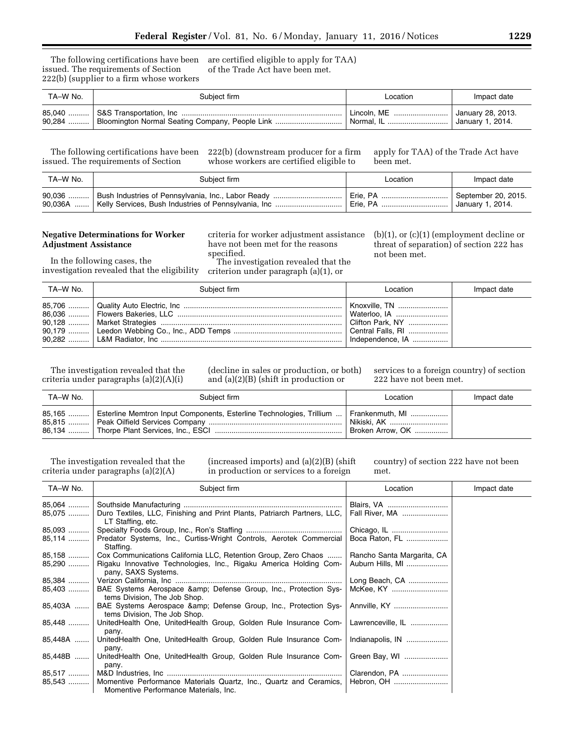The following certifications have been issued. The requirements of Section 222(b) (supplier to a firm whose workers are certified eligible to apply for TAA) of the Trade Act have been met.

| TA–W No. | Subject firm | Location | Impact date |
|---|---|---|---|
| 85,040 | S&S Transportation, Inc | Lincoln, ME | January 28, 2013. |
| 90,284 | Bloomington Normal Seating Company, People Link | Normal, IL | January 1, 2014. |

The following certifications have been issued. The requirements of Section 222(b) (downstream producer for a firm whose workers are certified eligible to apply for TAA) of the Trade Act have been met.

| TA–W No. | Subject firm | Location | Impact date |
|---|---|---|---|
| 90,036 | Bush Industries of Pennsylvania, Inc., Labor Ready | Erie, PA | September 20, 2015. |
| 90,036A | Kelly Services, Bush Industries of Pennsylvania, Inc | Erie, PA | January 1, 2014. |

## Negative Determinations for Worker Adjustment Assistance

In the following cases, the investigation revealed that the eligibility criteria for worker adjustment assistance have not been met for the reasons specified.

The investigation revealed that the criterion under paragraph (a)(1), or (b)(1), or (c)(1) (employment decline or threat of separation) of section 222 has not been met.

| TA–W No. | Subject firm | Location | Impact date |
|---|---|---|---|
| 85,706 | Quality Auto Electric, Inc | Knoxville, TN | |
| 86,036 | Flowers Bakeries, LLC | Waterloo, IA | |
| 90,128 | Market Strategies | Clifton Park, NY | |
| 90,179 | Leedon Webbing Co., Inc., ADD Temps | Central Falls, RI | |
| 90,282 | L&M Radiator, Inc | Independence, IA | |

The investigation revealed that the criteria under paragraphs (a)(2)(A)(i) (decline in sales or production, or both) and (a)(2)(B) (shift in production or services to a foreign country) of section 222 have not been met.

| TA–W No. | Subject firm | Location | Impact date |
|---|---|---|---|
| 85,165 | Esterline Memtron Input Components, Esterline Technologies, Trillium | Frankenmuth, MI | |
| 85,815 | Peak Oilfield Services Company | Nikiski, AK | |
| 86,134 | Thorpe Plant Services, Inc., ESCI | Broken Arrow, OK | |

The investigation revealed that the criteria under paragraphs (a)(2)(A) (increased imports) and (a)(2)(B) (shift in production or services to a foreign country) of section 222 have not been met.

| TA–W No. | Subject firm | Location | Impact date |
|---|---|---|---|
| 85,064 | Southside Manufacturing | Blairs, VA | |
| 85,075 | Duro Textiles, LLC, Finishing and Print Plants, Patriarch Partners, LLC, LT Staffing, etc. | Fall River, MA | |
| 85,093 | Specialty Foods Group, Inc., Ron's Staffing | Chicago, IL | |
| 85,114 | Predator Systems, Inc., Curtiss-Wright Controls, Aerotek Commercial Staffing. | Boca Raton, FL | |
| 85,158 | Cox Communications California LLC, Retention Group, Zero Chaos | Rancho Santa Margarita, CA | |
| 85,290 | Rigaku Innovative Technologies, Inc., Rigaku America Holding Company, SAXS Systems. | Auburn Hills, MI | |
| 85,384 | Verizon California, Inc | Long Beach, CA | |
| 85,403 | BAE Systems Aerospace &amp; Defense Group, Inc., Protection Systems Division, The Job Shop. | McKee, KY | |
| 85,403A | BAE Systems Aerospace &amp; Defense Group, Inc., Protection Systems Division, The Job Shop. | Annville, KY | |
| 85,448 | UnitedHealth One, UnitedHealth Group, Golden Rule Insurance Company. | Lawrenceville, IL | |
| 85,448A | UnitedHealth One, UnitedHealth Group, Golden Rule Insurance Company. | Indianapolis, IN | |
| 85,448B | UnitedHealth One, UnitedHealth Group, Golden Rule Insurance Company. | Green Bay, WI | |
| 85,517 | M&D Industries, Inc | Clarendon, PA | |
| 85,543 | Momentive Performance Materials Quartz, Inc., Quartz and Ceramics, Momentive Performance Materials, Inc. | Hebron, OH | |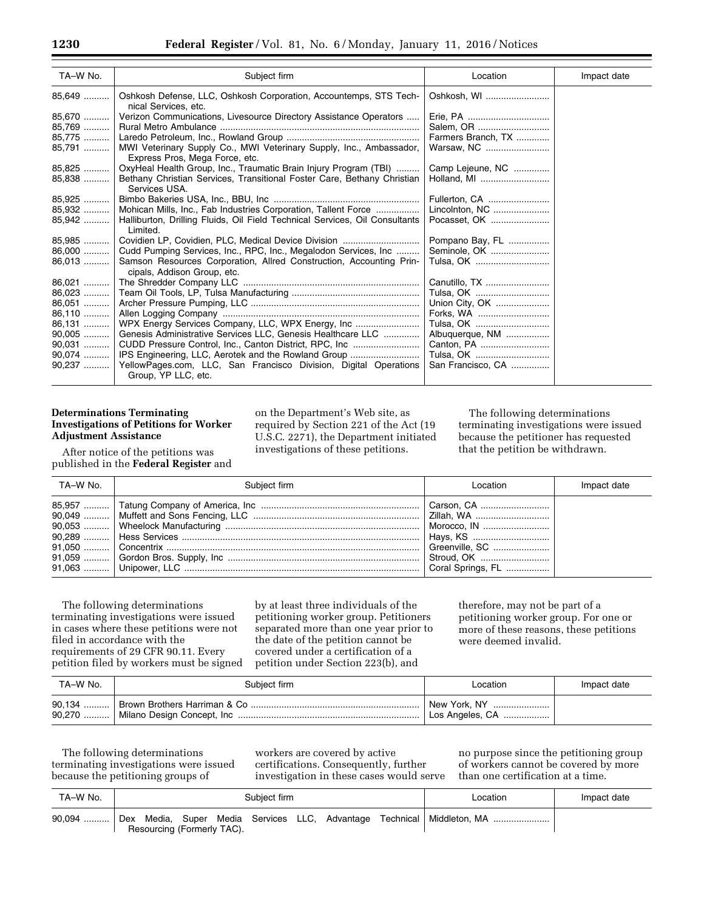| TA–W No. | Subject firm | Location | Impact date |
|---|---|---|---|
| 85,649 | Oshkosh Defense, LLC, Oshkosh Corporation, Accountemps, STS Technical Services, etc. | Oshkosh, WI | |
| 85,670 | Verizon Communications, Livesource Directory Assistance Operators | Erie, PA | |
| 85,769 | Rural Metro Ambulance | Salem, OR | |
| 85,775 | Laredo Petroleum, Inc., Rowland Group | Farmers Branch, TX | |
| 85,791 | MWI Veterinary Supply Co., MWI Veterinary Supply, Inc., Ambassador, Express Pros, Mega Force, etc. | Warsaw, NC | |
| 85,825 | OxyHeal Health Group, Inc., Traumatic Brain Injury Program (TBI) | Camp Lejeune, NC | |
| 85,838 | Bethany Christian Services, Transitional Foster Care, Bethany Christian Services USA. | Holland, MI | |
| 85,925 | Bimbo Bakeries USA, Inc., BBU, Inc | Fullerton, CA | |
| 85,932 | Mohican Mills, Inc., Fab Industries Corporation, Tallent Force | Lincolnton, NC | |
| 85,942 | Halliburton, Drilling Fluids, Oil Field Technical Services, Oil Consultants Limited. | Pocasset, OK | |
| 85,985 | Covidien LP, Covidien, PLC, Medical Device Division | Pompano Bay, FL | |
| 86,000 | Cudd Pumping Services, Inc., RPC, Inc., Megalodon Services, Inc | Seminole, OK | |
| 86,013 | Samson Resources Corporation, Allred Construction, Accounting Principals, Addison Group, etc. | Tulsa, OK | |
| 86,021 | The Shredder Company LLC | Canutillo, TX | |
| 86,023 | Team Oil Tools, LP, Tulsa Manufacturing | Tulsa, OK | |
| 86,051 | Archer Pressure Pumping, LLC | Union City, OK | |
| 86,110 | Allen Logging Company | Forks, WA | |
| 86,131 | WPX Energy Services Company, LLC, WPX Energy, Inc | Tulsa, OK | |
| 90,005 | Genesis Administrative Services LLC, Genesis Healthcare LLC | Albuquerque, NM | |
| 90,031 | CUDD Pressure Control, Inc., Canton District, RPC, Inc | Canton, PA | |
| 90,074 | IPS Engineering, LLC, Aerotek and the Rowland Group | Tulsa, OK | |
| 90,237 | YellowPages.com, LLC, San Francisco Division, Digital Operations Group, YP LLC, etc. | San Francisco, CA | |

## Determinations Terminating Investigations of Petitions for Worker Adjustment Assistance

After notice of the petitions was published in the **Federal Register** and on the Department's Web site, as required by Section 221 of the Act (19 U.S.C. 2271), the Department initiated investigations of these petitions.

The following determinations terminating investigations were issued because the petitioner has requested that the petition be withdrawn.

| TA–W No. | Subject firm | Location | Impact date |
|---|---|---|---|
| 85,957 | Tatung Company of America, Inc | Carson, CA | |
| 90,049 | Muffett and Sons Fencing, LLC | Zillah, WA | |
| 90,053 | Wheelock Manufacturing | Morocco, IN | |
| 90,289 | Hess Services | Hays, KS | |
| 91,050 | Concentrix | Greenville, SC | |
| 91,059 | Gordon Bros. Supply, Inc | Stroud, OK | |
| 91,063 | Unipower, LLC | Coral Springs, FL | |

The following determinations terminating investigations were issued in cases where these petitions were not filed in accordance with the requirements of 29 CFR 90.11. Every petition filed by workers must be signed by at least three individuals of the petitioning worker group. Petitioners separated more than one year prior to the date of the petition cannot be covered under a certification of a petition under Section 223(b), and therefore, may not be part of a petitioning worker group. For one or more of these reasons, these petitions were deemed invalid.

| TA–W No. | Subject firm | Location | Impact date |
|---|---|---|---|
| 90,134 | Brown Brothers Harriman & Co | New York, NY | |
| 90,270 | Milano Design Concept, Inc | Los Angeles, CA | |

The following determinations terminating investigations were issued because the petitioning groups of workers are covered by active certifications. Consequently, further investigation in these cases would serve no purpose since the petitioning group of workers cannot be covered by more than one certification at a time.

| TA–W No. | Subject firm | Location | Impact date |
|---|---|---|---|
| 90,094 | Dex Media, Super Media Services LLC, Advantage Technical Resourcing (Formerly TAC). | Middleton, MA | |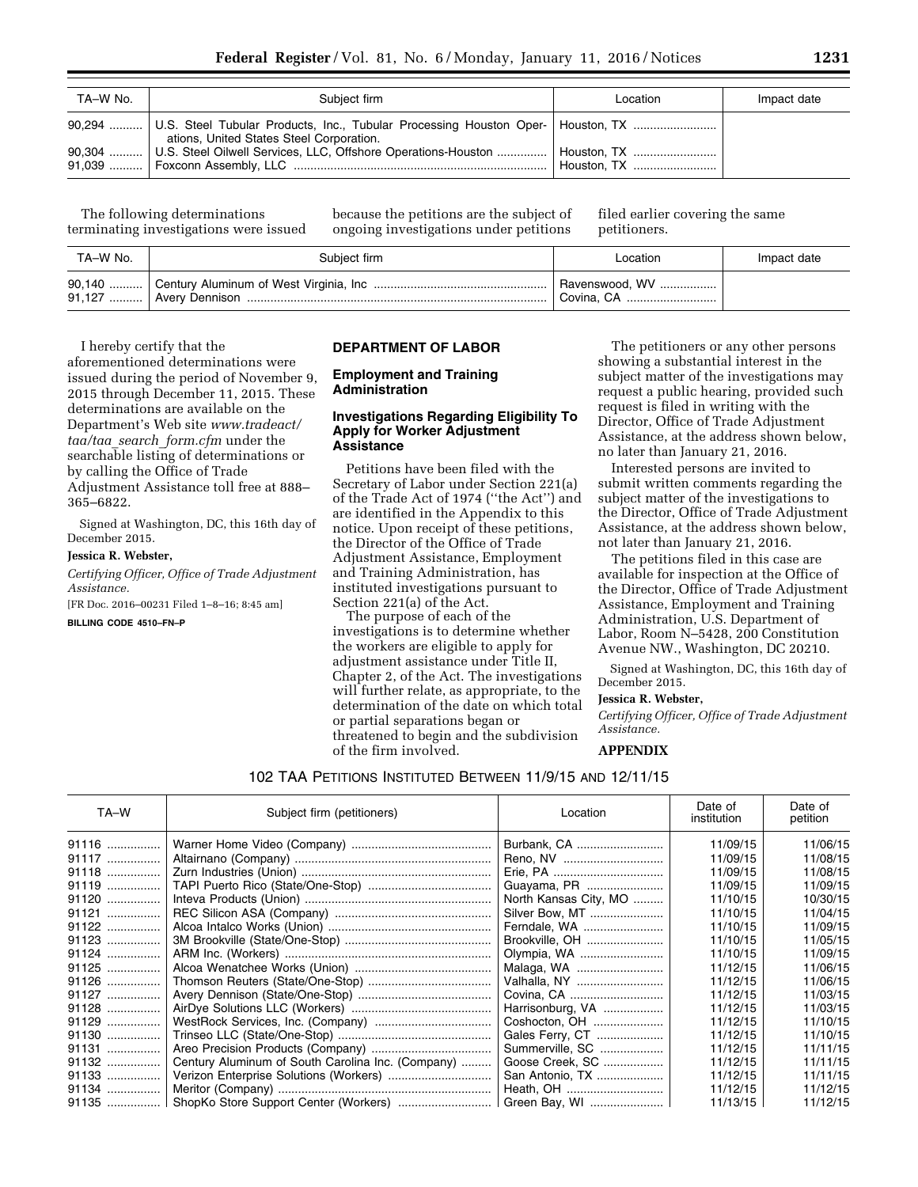| TA–W No. | Subject firm | Location | Impact date |
| --- | --- | --- | --- |
| 90,294 | U.S. Steel Tubular Products, Inc., Tubular Processing Houston Operations, United States Steel Corporation. | Houston, TX | |
| 90,304 | U.S. Steel Oilwell Services, LLC, Offshore Operations-Houston | Houston, TX | |
| 91,039 | Foxconn Assembly, LLC | Houston, TX | |

The following determinations terminating investigations were issued because the petitions are the subject of ongoing investigations under petitions filed earlier covering the same petitioners.

| TA–W No. | Subject firm | Location | Impact date |
| --- | --- | --- | --- |
| 90,140 | Century Aluminum of West Virginia, Inc | Ravenswood, WV | |
| 91,127 | Avery Dennison | Covina, CA | |

I hereby certify that the aforementioned determinations were issued during the period of November 9, 2015 through December 11, 2015. These determinations are available on the Department's Web site *www.tradeact/taa/taa_search_form.cfm* under the searchable listing of determinations or by calling the Office of Trade Adjustment Assistance toll free at 888–365–6822.

Signed at Washington, DC, this 16th day of December 2015.

**Jessica R. Webster,**

*Certifying Officer, Office of Trade Adjustment Assistance.*

[FR Doc. 2016–00231 Filed 1–8–16; 8:45 am]

**BILLING CODE 4510–FN–P**

## DEPARTMENT OF LABOR

### Employment and Training Administration

### Investigations Regarding Eligibility To Apply for Worker Adjustment Assistance

Petitions have been filed with the Secretary of Labor under Section 221(a) of the Trade Act of 1974 (''the Act'') and are identified in the Appendix to this notice. Upon receipt of these petitions, the Director of the Office of Trade Adjustment Assistance, Employment and Training Administration, has instituted investigations pursuant to Section 221(a) of the Act.

The purpose of each of the investigations is to determine whether the workers are eligible to apply for adjustment assistance under Title II, Chapter 2, of the Act. The investigations will further relate, as appropriate, to the determination of the date on which total or partial separations began or threatened to begin and the subdivision of the firm involved.

The petitioners or any other persons showing a substantial interest in the subject matter of the investigations may request a public hearing, provided such request is filed in writing with the Director, Office of Trade Adjustment Assistance, at the address shown below, no later than January 21, 2016.

Interested persons are invited to submit written comments regarding the subject matter of the investigations to the Director, Office of Trade Adjustment Assistance, at the address shown below, not later than January 21, 2016.

The petitions filed in this case are available for inspection at the Office of the Director, Office of Trade Adjustment Assistance, Employment and Training Administration, U.S. Department of Labor, Room N–5428, 200 Constitution Avenue NW., Washington, DC 20210.

Signed at Washington, DC, this 16th day of December 2015.

**Jessica R. Webster,**

*Certifying Officer, Office of Trade Adjustment Assistance.*

**APPENDIX**

102 TAA PETITIONS INSTITUTED BETWEEN 11/9/15 AND 12/11/15

| TA–W | Subject firm (petitioners) | Location | Date of institution | Date of petition |
| --- | --- | --- | --- | --- |
| 91116 | Warner Home Video (Company) | Burbank, CA | 11/09/15 | 11/06/15 |
| 91117 | Altairnano (Company) | Reno, NV | 11/09/15 | 11/08/15 |
| 91118 | Zurn Industries (Union) | Erie, PA | 11/09/15 | 11/08/15 |
| 91119 | TAPI Puerto Rico (State/One-Stop) | Guayama, PR | 11/09/15 | 11/09/15 |
| 91120 | Inteva Products (Union) | North Kansas City, MO | 11/10/15 | 10/30/15 |
| 91121 | REC Silicon ASA (Company) | Silver Bow, MT | 11/10/15 | 11/04/15 |
| 91122 | Alcoa Intalco Works (Union) | Ferndale, WA | 11/10/15 | 11/09/15 |
| 91123 | 3M Brookville (State/One-Stop) | Brookville, OH | 11/10/15 | 11/05/15 |
| 91124 | ARM Inc. (Workers) | Olympia, WA | 11/10/15 | 11/09/15 |
| 91125 | Alcoa Wenatchee Works (Union) | Malaga, WA | 11/12/15 | 11/06/15 |
| 91126 | Thomson Reuters (State/One-Stop) | Valhalla, NY | 11/12/15 | 11/06/15 |
| 91127 | Avery Dennison (State/One-Stop) | Covina, CA | 11/12/15 | 11/03/15 |
| 91128 | AirDye Solutions LLC (Workers) | Harrisonburg, VA | 11/12/15 | 11/03/15 |
| 91129 | WestRock Services, Inc. (Company) | Coshocton, OH | 11/12/15 | 11/10/15 |
| 91130 | Trinseo LLC (State/One-Stop) | Gales Ferry, CT | 11/12/15 | 11/10/15 |
| 91131 | Areo Precision Products (Company) | Summerville, SC | 11/12/15 | 11/11/15 |
| 91132 | Century Aluminum of South Carolina Inc. (Company) | Goose Creek, SC | 11/12/15 | 11/11/15 |
| 91133 | Verizon Enterprise Solutions (Workers) | San Antonio, TX | 11/12/15 | 11/11/15 |
| 91134 | Meritor (Company) | Heath, OH | 11/12/15 | 11/12/15 |
| 91135 | ShopKo Store Support Center (Workers) | Green Bay, WI | 11/13/15 | 11/12/15 |